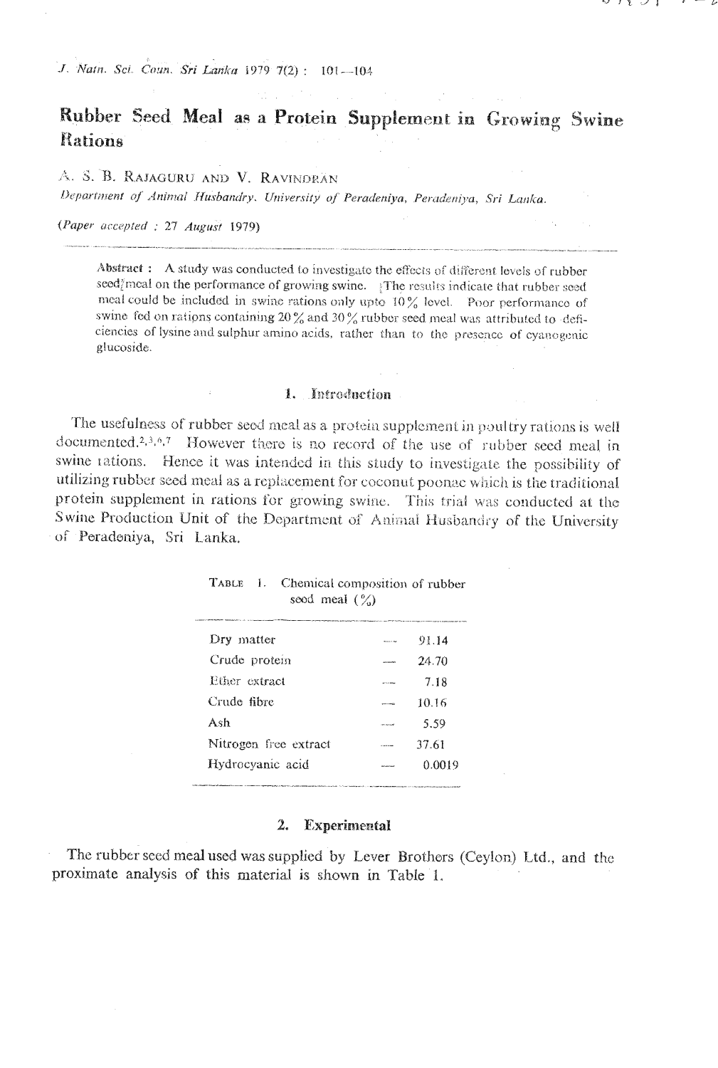# Rubber Seed Meal as a Protein Supplement in Growing Swine Rations

A. S. B. RAJAGURU AND V. RAVINDRAN

*Department of Animal Husbandry, University of Peradeniya, Peradeniya, Sri Lanka.*

*(Paper accepted : 27 August 1979)*

**Abstract :** A study was conducted to investigate the effects of different levels of rubber seed meal on the performance of growing swine. The results indicate that rubber seed meal could be included in swine rations only upto 10% level. Poor performance of swine fed on rations containing 20% and 30% rubber seed meal was attributed to deficiencies of lysine and sulphur amino acids, rather than to the presence of cyanogenic glucoside.

## 1. Introduction

The usefulness of rubber seed meal as a protein supplement in poultry rations is well documented.[2,3,6,7] However there is no record of the use of rubber seed meal in swine rations. Hence it was intended in this study to investigate the possibility of utilizing rubber seed meal as a replacement for coconut poonac which is the traditional protein supplement in rations for growing swine. This trial was conducted at the Swine Production Unit of the Department of Animal Husbandry of the University of Peradeniya, Sri Lanka.

TABLE 1. Chemical composition of rubber seed meal (%)

| | | |
|---|---|---|
| Dry matter | — | 91.14 |
| Crude protein | — | 24.70 |
| Ether extract | — | 7.18 |
| Crude fibre | — | 10.16 |
| Ash | — | 5.59 |
| Nitrogen free extract | — | 37.61 |
| Hydrocyanic acid | — | 0.0019 |

## 2. Experimental

The rubber seed meal used was supplied by Lever Brothers (Ceylon) Ltd., and the proximate analysis of this material is shown in Table 1.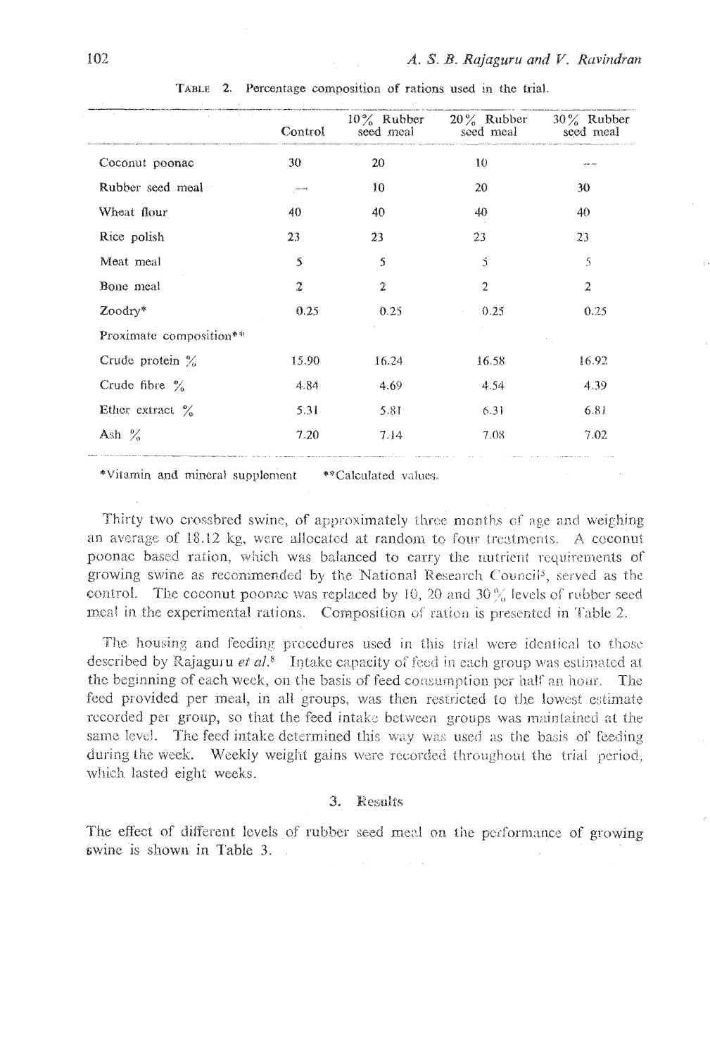TABLE 2. Percentage composition of rations used in the trial.

| | Control | 10% Rubber seed meal | 20% Rubber seed meal | 30% Rubber seed meal |
|---|---|---|---|---|
| Coconut poonac | 30 | 20 | 10 | — |
| Rubber seed meal | — | 10 | 20 | 30 |
| Wheat flour | 40 | 40 | 40 | 40 |
| Rice polish | 23 | 23 | 23 | 23 |
| Meat meal | 5 | 5 | 5 | 5 |
| Bone meal | 2 | 2 | 2 | 2 |
| Zoodry* | 0.25 | 0.25 | 0.25 | 0.25 |
| Proximate composition** | | | | |
| Crude protein % | 15.90 | 16.24 | 16.58 | 16.92 |
| Crude fibre % | 4.84 | 4.69 | 4.54 | 4.39 |
| Ether extract % | 5.31 | 5.81 | 6.31 | 6.81 |
| Ash % | 7.20 | 7.14 | 7.08 | 7.02 |

*Vitamin and mineral supplement **Calculated values.

Thirty two crossbred swine, of approximately three months of age and weighing an average of 18.12 kg, were allocated at random to four treatments. A coconut poonac based ration, which was balanced to carry the nutrient requirements of growing swine as recommended by the National Research Council[5], served as the control. The coconut poonac was replaced by 10, 20 and 30% levels of rubber seed meal in the experimental rations. Composition of ration is presented in Table 2.

The housing and feeding procedures used in this trial were identical to those described by Rajaguru *et al.*[8] Intake capacity of feed in each group was estimated at the beginning of each week, on the basis of feed consumption per half an hour. The feed provided per meal, in all groups, was then restricted to the lowest estimate recorded per group, so that the feed intake between groups was maintained at the same level. The feed intake determined this way was used as the basis of feeding during the week. Weekly weight gains were recorded throughout the trial period, which lasted eight weeks.

## 3. Results

The effect of different levels of rubber seed meal on the performance of growing swine is shown in Table 3.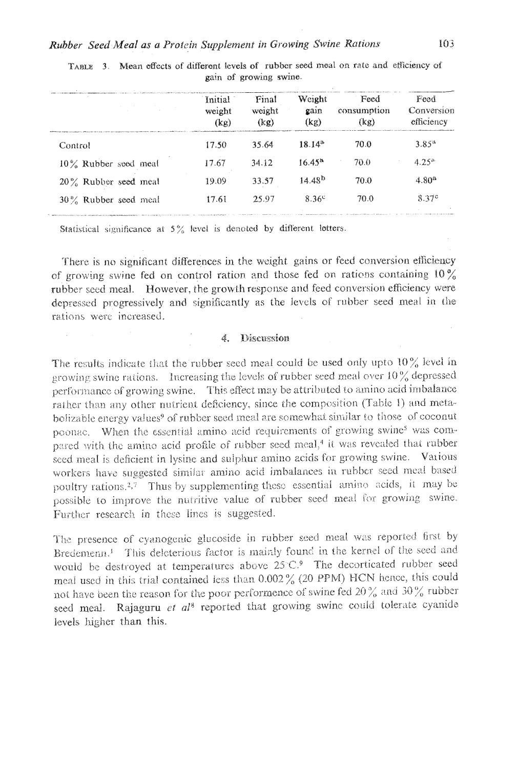TABLE 3. Mean effects of different levels of rubber seed meal on rate and efficiency of gain of growing swine.

| | Initial weight (kg) | Final weight (kg) | Weight gain (kg) | Feed consumption (kg) | Feed Conversion efficiency |
|---|---|---|---|---|---|
| Control | 17.50 | 35.64 | 18.14[a] | 70.0 | 3.85[a] |
| 10% Rubber seed meal | 17.67 | 34.12 | 16.45[a] | 70.0 | 4.25[a] |
| 20% Rubber seed meal | 19.09 | 33.57 | 14.48[b] | 70.0 | 4.80[a] |
| 30% Rubber seed meal | 17.61 | 25.97 | 8.36[c] | 70.0 | 8.37[c] |

Statistical significance at 5% level is denoted by different letters.

There is no significant differences in the weight gains or feed conversion efficiency of growing swine fed on control ration and those fed on rations containing 10% rubber seed meal. However, the growth response and feed conversion efficiency were depressed progressively and significantly as the levels of rubber seed meal in the rations were increased.

## 4. Discussion

The results indicate that the rubber seed meal could be used only upto 10% level in growing swine rations. Increasing the levels of rubber seed meal over 10% depressed performance of growing swine. This effect may be attributed to amino acid imbalance rather than any other nutrient deficiency, since the composition (Table 1) and metabolizable energy values[9] of rubber seed meal are somewhat similar to those of coconut poonac. When the essential amino acid requirements of growing swine[5] was compared with the amino acid profile of rubber seed meal,[4] it was revealed that rubber seed meal is deficient in lysine and sulphur amino acids for growing swine. Various workers have suggested similar amino acid imbalances in rubber seed meal based poultry rations.[2,7] Thus by supplementing these essential amino acids, it may be possible to improve the nutritive value of rubber seed meal for growing swine. Further research in these lines is suggested.

The presence of cyanogenic glucoside in rubber seed meal was reported first by Bredemenn.[1] This deleterious factor is mainly found in the kernel of the seed and would be destroyed at temperatures above 25°C.[9] The decorticated rubber seed meal used in this trial contained less than 0.002% (20 PPM) HCN hence, this could not have been the reason for the poor performence of swine fed 20% and 30% rubber seed meal. Rajaguru *et al*[8] reported that growing swine could tolerate cyanide levels higher than this.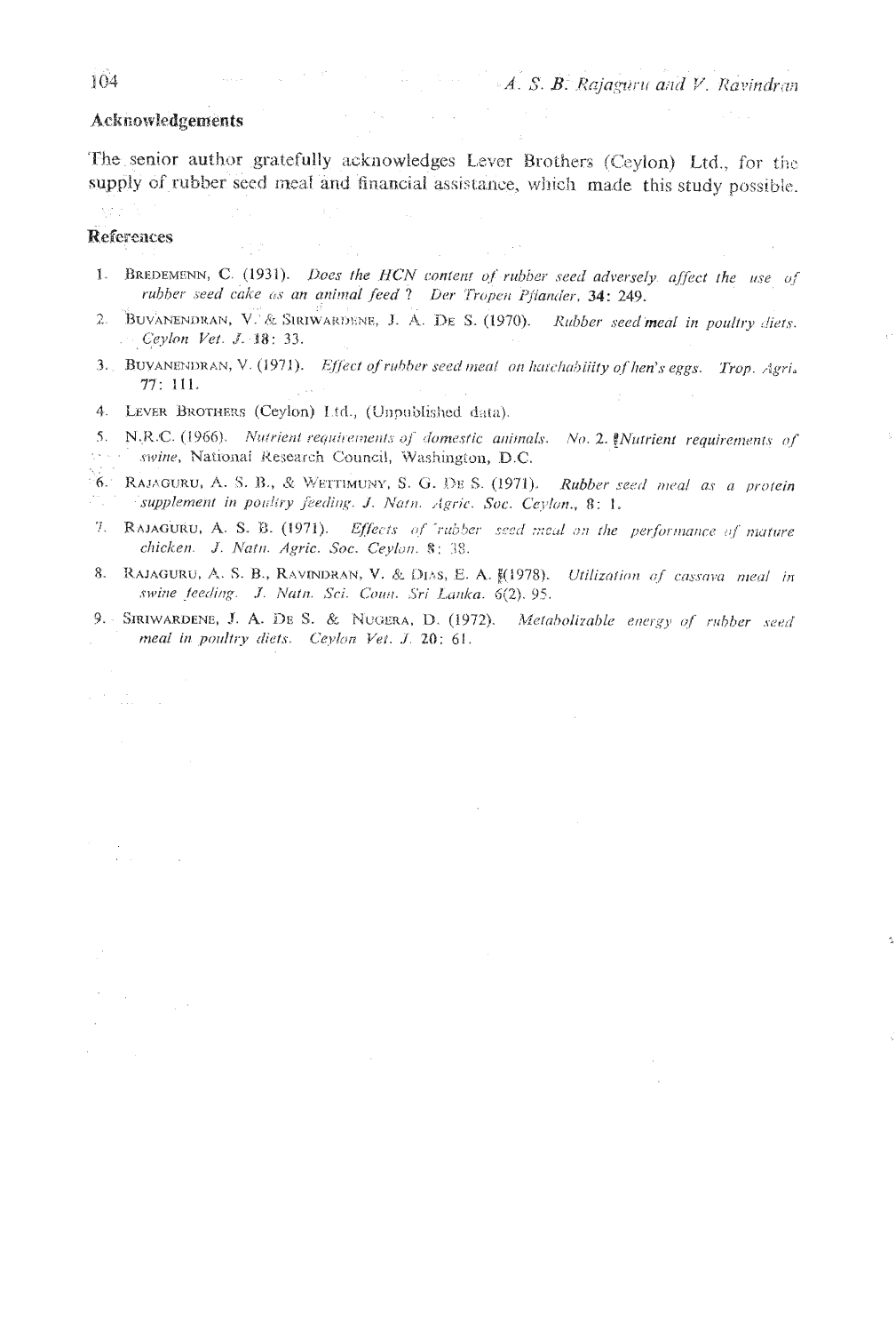## Acknowledgements

The senior author gratefully acknowledges Lever Brothers (Ceylon) Ltd., for the supply of rubber seed meal and financial assistance, which made this study possible.

## References

1. BREDEMENN, C. (1931). *Does the HCN content of rubber seed adversely affect the use of rubber seed cake as an animal feed?* Der Tropen Pflander, **34**: 249.
2. BUVANENDRAN, V. & SIRIWARDENE, J. A. DE S. (1970). *Rubber seed meal in poultry diets.* Ceylon Vet. J. **18**: 33.
3. BUVANENDRAN, V. (1971). *Effect of rubber seed meal on hatchability of hen's eggs.* Trop. Agri. 77: 111.
4. LEVER BROTHERS (Ceylon) Ltd., (Unpublished data).
5. N.R.C. (1966). *Nutrient requirements of domestic animals. No. 2. Nutrient requirements of swine*, National Research Council, Washington, D.C.
6. RAJAGURU, A. S. B., & WETTIMUNY, S. G. DE S. (1971). *Rubber seed meal as a protein supplement in poultry feeding.* J. Natn. Agric. Soc. Ceylon., 8: 1.
7. RAJAGURU, A. S. B. (1971). *Effects of rubber seed meal on the performance of mature chicken.* J. Natn. Agric. Soc. Ceylon. 8: 38.
8. RAJAGURU, A. S. B., RAVINDRAN, V. & DIAS, E. A. (1978). *Utilization of cassava meal in swine feeding.* J. Natn. Sci. Coun. Sri Lanka. 6(2). 95.
9. SIRIWARDENE, J. A. DE S. & NUGERA, D. (1972). *Metabolizable energy of rubber seed meal in poultry diets.* Ceylon Vet. J. **20**: 61.